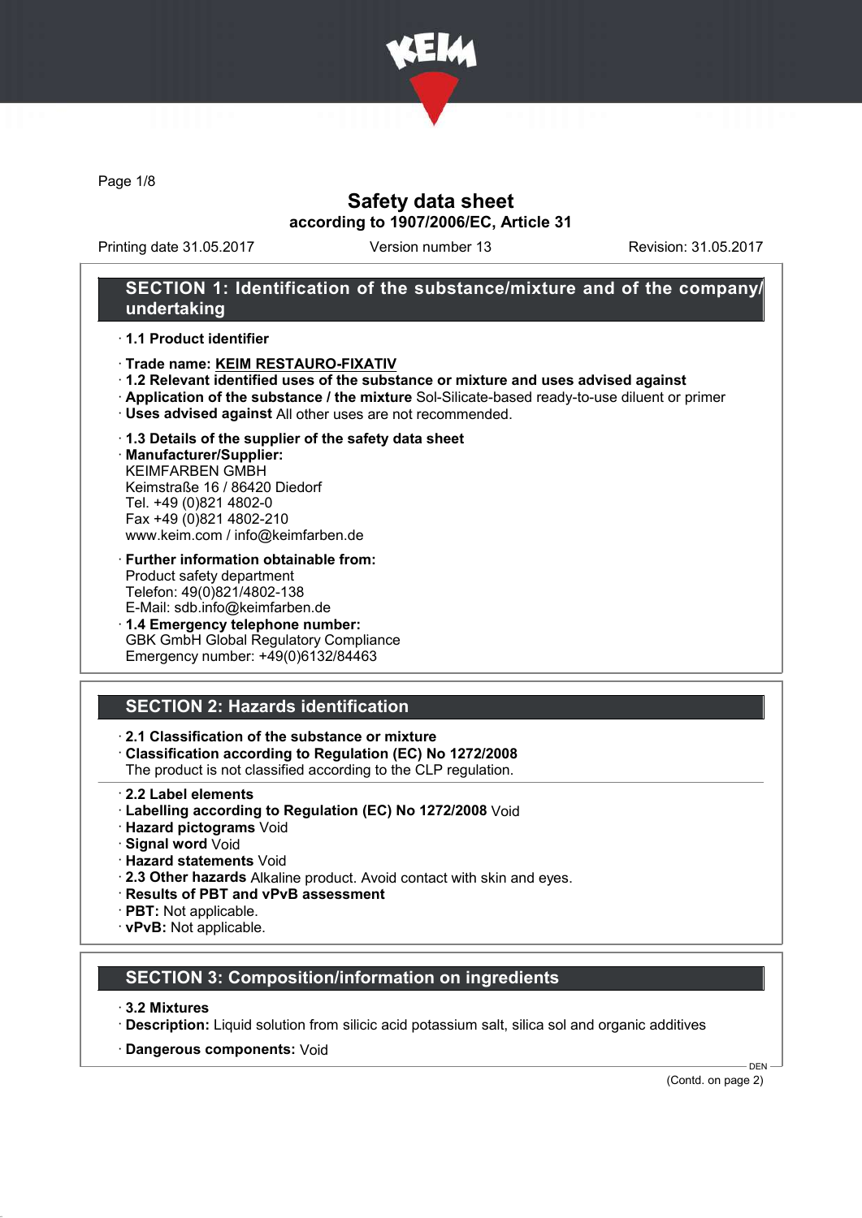# Safety data sheet
## according to 1907/2006/EC, Article 31

Printing date 31.05.2017 | Version number 13 | Revision: 31.05.2017

## SECTION 1: Identification of the substance/mixture and of the company/undertaking

· **1.1 Product identifier**

· **Trade name: KEIM RESTAURO-FIXATIV**
· **1.2 Relevant identified uses of the substance or mixture and uses advised against**
· **Application of the substance / the mixture** Sol-Silicate-based ready-to-use diluent or primer
· **Uses advised against** All other uses are not recommended.

· **1.3 Details of the supplier of the safety data sheet**
· **Manufacturer/Supplier:**
KEIMFARBEN GMBH
Keimstraße 16 / 86420 Diedorf
Tel. +49 (0)821 4802-0
Fax +49 (0)821 4802-210
www.keim.com / info@keimfarben.de

· **Further information obtainable from:**
Product safety department
Telefon: 49(0)821/4802-138
E-Mail: sdb.info@keimfarben.de
· **1.4 Emergency telephone number:**
GBK GmbH Global Regulatory Compliance
Emergency number: +49(0)6132/84463

## SECTION 2: Hazards identification

· **2.1 Classification of the substance or mixture**
· **Classification according to Regulation (EC) No 1272/2008**
The product is not classified according to the CLP regulation.

· **2.2 Label elements**
· **Labelling according to Regulation (EC) No 1272/2008** Void
· **Hazard pictograms** Void
· **Signal word** Void
· **Hazard statements** Void
· **2.3 Other hazards** Alkaline product. Avoid contact with skin and eyes.
· **Results of PBT and vPvB assessment**
· **PBT:** Not applicable.
· **vPvB:** Not applicable.

## SECTION 3: Composition/information on ingredients

· **3.2 Mixtures**
· **Description:** Liquid solution from silicic acid potassium salt, silica sol and organic additives

· **Dangerous components:** Void

(Contd. on page 2)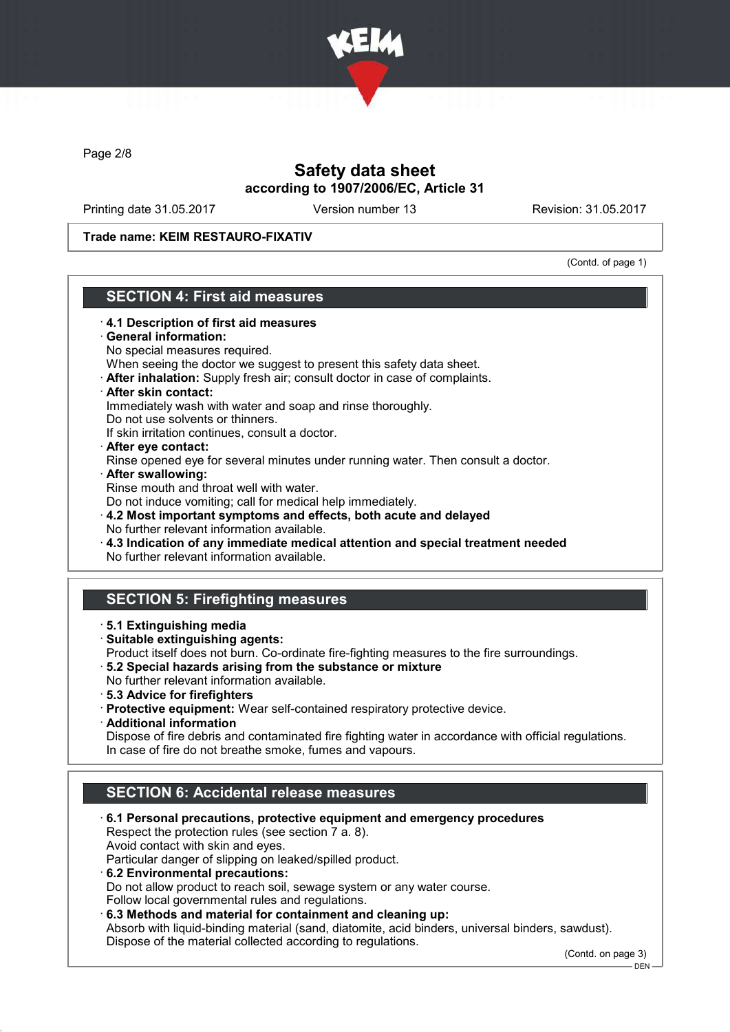Trade name: KEIM RESTAURO-FIXATIV

(Contd. of page 1)

## SECTION 4: First aid measures

- **4.1 Description of first aid measures**
- **General information:**
  No special measures required.
  When seeing the doctor we suggest to present this safety data sheet.
- **After inhalation:** Supply fresh air; consult doctor in case of complaints.
- **After skin contact:**
  Immediately wash with water and soap and rinse thoroughly.
  Do not use solvents or thinners.
  If skin irritation continues, consult a doctor.
- **After eye contact:**
  Rinse opened eye for several minutes under running water. Then consult a doctor.
- **After swallowing:**
  Rinse mouth and throat well with water.
  Do not induce vomiting; call for medical help immediately.
- **4.2 Most important symptoms and effects, both acute and delayed**
  No further relevant information available.
- **4.3 Indication of any immediate medical attention and special treatment needed**
  No further relevant information available.

## SECTION 5: Firefighting measures

- **5.1 Extinguishing media**
- **Suitable extinguishing agents:**
  Product itself does not burn. Co-ordinate fire-fighting measures to the fire surroundings.
- **5.2 Special hazards arising from the substance or mixture**
  No further relevant information available.
- **5.3 Advice for firefighters**
- **Protective equipment:** Wear self-contained respiratory protective device.
- **Additional information**
  Dispose of fire debris and contaminated fire fighting water in accordance with official regulations.
  In case of fire do not breathe smoke, fumes and vapours.

## SECTION 6: Accidental release measures

- **6.1 Personal precautions, protective equipment and emergency procedures**
  Respect the protection rules (see section 7 a. 8).
  Avoid contact with skin and eyes.
  Particular danger of slipping on leaked/spilled product.
- **6.2 Environmental precautions:**
  Do not allow product to reach soil, sewage system or any water course.
  Follow local governmental rules and regulations.
- **6.3 Methods and material for containment and cleaning up:**
  Absorb with liquid-binding material (sand, diatomite, acid binders, universal binders, sawdust).
  Dispose of the material collected according to regulations.

(Contd. on page 3)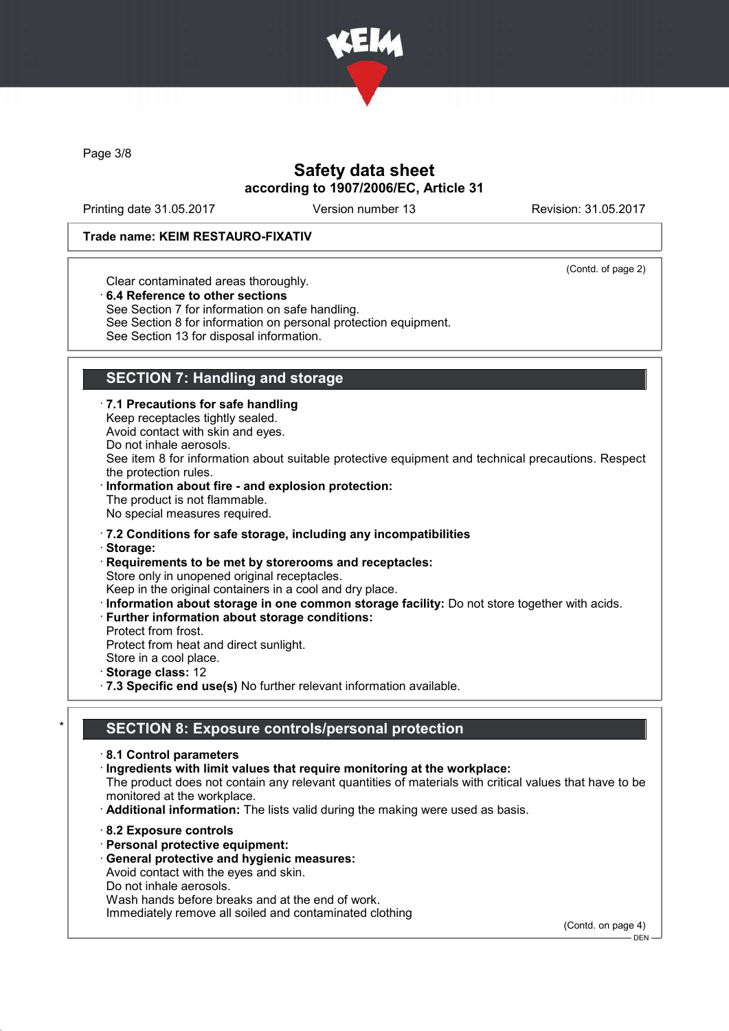**Trade name: KEIM RESTAURO-FIXATIV**

(Contd. of page 2)

Clear contaminated areas thoroughly.

· **6.4 Reference to other sections**
See Section 7 for information on safe handling.
See Section 8 for information on personal protection equipment.
See Section 13 for disposal information.

## SECTION 7: Handling and storage

· **7.1 Precautions for safe handling**
Keep receptacles tightly sealed.
Avoid contact with skin and eyes.
Do not inhale aerosols.
See item 8 for information about suitable protective equipment and technical precautions. Respect the protection rules.

· **Information about fire - and explosion protection:**
The product is not flammable.
No special measures required.

· **7.2 Conditions for safe storage, including any incompatibilities**

· **Storage:**

· **Requirements to be met by storerooms and receptacles:**
Store only in unopened original receptacles.
Keep in the original containers in a cool and dry place.

· **Information about storage in one common storage facility:** Do not store together with acids.

· **Further information about storage conditions:**
Protect from frost.
Protect from heat and direct sunlight.
Store in a cool place.

· **Storage class:** 12

· **7.3 Specific end use(s)** No further relevant information available.

## * SECTION 8: Exposure controls/personal protection

· **8.1 Control parameters**

· **Ingredients with limit values that require monitoring at the workplace:**
The product does not contain any relevant quantities of materials with critical values that have to be monitored at the workplace.

· **Additional information:** The lists valid during the making were used as basis.

· **8.2 Exposure controls**

· **Personal protective equipment:**

· **General protective and hygienic measures:**
Avoid contact with the eyes and skin.
Do not inhale aerosols.
Wash hands before breaks and at the end of work.
Immediately remove all soiled and contaminated clothing

(Contd. on page 4)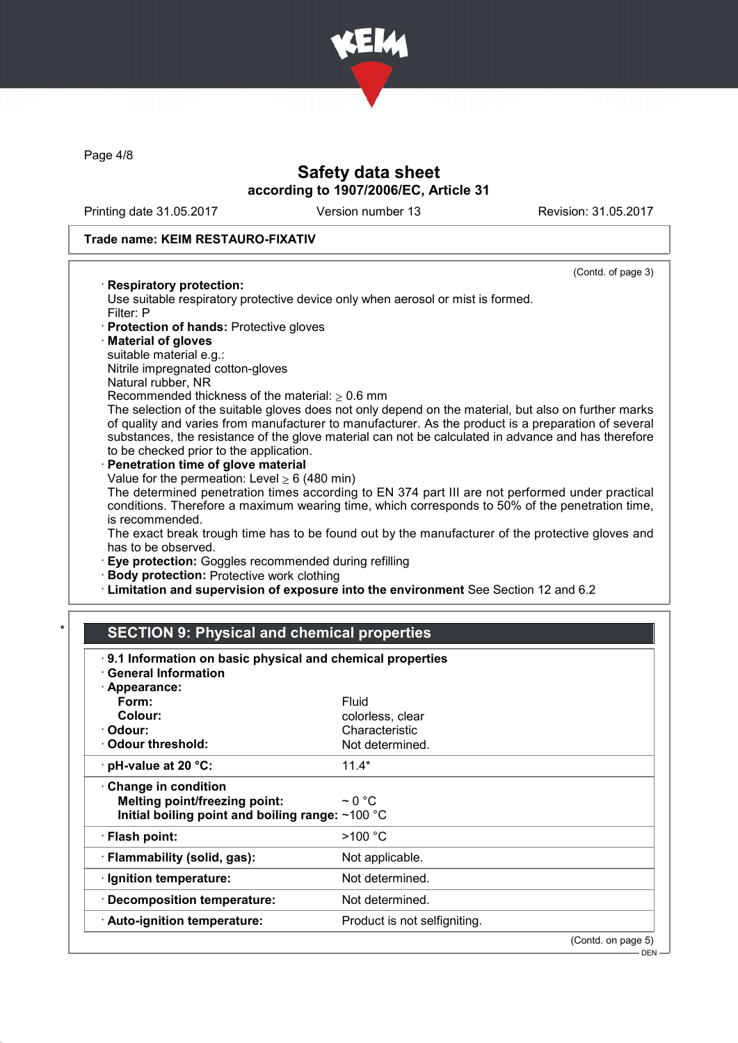**Trade name: KEIM RESTAURO-FIXATIV**

(Contd. of page 3)

· **Respiratory protection:**
Use suitable respiratory protective device only when aerosol or mist is formed.
Filter: P
· **Protection of hands:** Protective gloves
· **Material of gloves**
suitable material e.g.:
Nitrile impregnated cotton-gloves
Natural rubber, NR
Recommended thickness of the material: ≥ 0.6 mm
The selection of the suitable gloves does not only depend on the material, but also on further marks of quality and varies from manufacturer to manufacturer. As the product is a preparation of several substances, the resistance of the glove material can not be calculated in advance and has therefore to be checked prior to the application.
· **Penetration time of glove material**
Value for the permeation: Level ≥ 6 (480 min)
The determined penetration times according to EN 374 part III are not performed under practical conditions. Therefore a maximum wearing time, which corresponds to 50% of the penetration time, is recommended.
The exact break trough time has to be found out by the manufacturer of the protective gloves and has to be observed.
· **Eye protection:** Goggles recommended during refilling
· **Body protection:** Protective work clothing
· **Limitation and supervision of exposure into the environment** See Section 12 and 6.2

## * SECTION 9: Physical and chemical properties

· **9.1 Information on basic physical and chemical properties**
· **General Information**

| | |
|---|---|
| · **Appearance:** | |
| **Form:** | Fluid |
| **Colour:** | colorless, clear |
| · **Odour:** | Characteristic |
| · **Odour threshold:** | Not determined. |
| · **pH-value at 20 °C:** | 11.4* |
| · **Change in condition** | |
| **Melting point/freezing point:** | ~ 0 °C |
| **Initial boiling point and boiling range:** | ~100 °C |
| · **Flash point:** | >100 °C |
| · **Flammability (solid, gas):** | Not applicable. |
| · **Ignition temperature:** | Not determined. |
| · **Decomposition temperature:** | Not determined. |
| · **Auto-ignition temperature:** | Product is not selfigniting. |

(Contd. on page 5)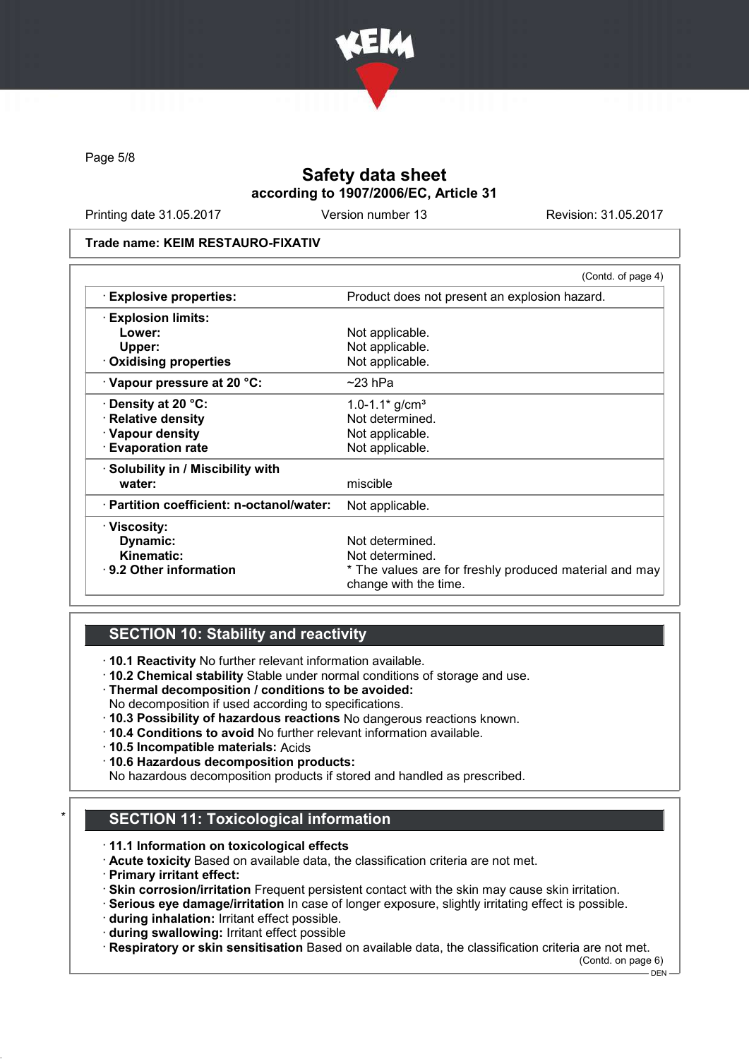# Safety data sheet
## according to 1907/2006/EC, Article 31

Printing date 31.05.2017 | Version number 13 | Revision: 31.05.2017

**Trade name: KEIM RESTAURO-FIXATIV**

(Contd. of page 4)

| | |
|---|---|
| · **Explosive properties:** | Product does not present an explosion hazard. |
| · **Explosion limits:** | |
| **Lower:** | Not applicable. |
| **Upper:** | Not applicable. |
| · **Oxidising properties** | Not applicable. |
| · **Vapour pressure at 20 °C:** | ~23 hPa |
| · **Density at 20 °C:** | 1.0-1.1* g/cm³ |
| · **Relative density** | Not determined. |
| · **Vapour density** | Not applicable. |
| · **Evaporation rate** | Not applicable. |
| · **Solubility in / Miscibility with** | |
| **water:** | miscible |
| · **Partition coefficient: n-octanol/water:** | Not applicable. |
| · **Viscosity:** | |
| **Dynamic:** | Not determined. |
| **Kinematic:** | Not determined. |
| · **9.2 Other information** | * The values are for freshly produced material and may change with the time. |

## SECTION 10: Stability and reactivity

- · **10.1 Reactivity** No further relevant information available.
- · **10.2 Chemical stability** Stable under normal conditions of storage and use.
- · **Thermal decomposition / conditions to be avoided:** No decomposition if used according to specifications.
- · **10.3 Possibility of hazardous reactions** No dangerous reactions known.
- · **10.4 Conditions to avoid** No further relevant information available.
- · **10.5 Incompatible materials:** Acids
- · **10.6 Hazardous decomposition products:** No hazardous decomposition products if stored and handled as prescribed.

## * SECTION 11: Toxicological information

- · **11.1 Information on toxicological effects**
- · **Acute toxicity** Based on available data, the classification criteria are not met.
- · **Primary irritant effect:**
- · **Skin corrosion/irritation** Frequent persistent contact with the skin may cause skin irritation.
- · **Serious eye damage/irritation** In case of longer exposure, slightly irritating effect is possible.
- · **during inhalation:** Irritant effect possible.
- · **during swallowing:** Irritant effect possible
- · **Respiratory or skin sensitisation** Based on available data, the classification criteria are not met.

(Contd. on page 6)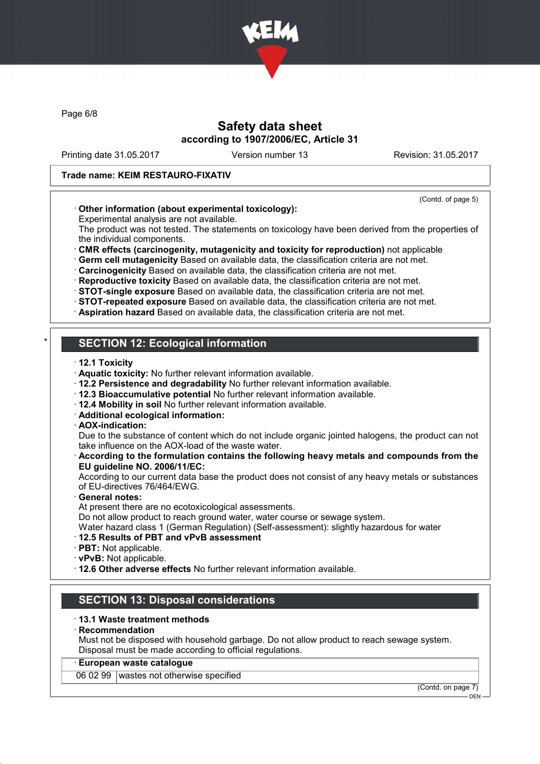Trade name: KEIM RESTAURO-FIXATIV

(Contd. of page 5)

· **Other information (about experimental toxicology):**
Experimental analysis are not available.
The product was not tested. The statements on toxicology have been derived from the properties of the individual components.
· **CMR effects (carcinogenity, mutagenicity and toxicity for reproduction)** not applicable
· **Germ cell mutagenicity** Based on available data, the classification criteria are not met.
· **Carcinogenicity** Based on available data, the classification criteria are not met.
· **Reproductive toxicity** Based on available data, the classification criteria are not met.
· **STOT-single exposure** Based on available data, the classification criteria are not met.
· **STOT-repeated exposure** Based on available data, the classification criteria are not met.
· **Aspiration hazard** Based on available data, the classification criteria are not met.

## * SECTION 12: Ecological information

· **12.1 Toxicity**
· **Aquatic toxicity:** No further relevant information available.
· **12.2 Persistence and degradability** No further relevant information available.
· **12.3 Bioaccumulative potential** No further relevant information available.
· **12.4 Mobility in soil** No further relevant information available.
· **Additional ecological information:**
· **AOX-indication:**
Due to the substance of content which do not include organic jointed halogens, the product can not take influence on the AOX-load of the waste water.
· **According to the formulation contains the following heavy metals and compounds from the EU guideline NO. 2006/11/EC:**
According to our current data base the product does not consist of any heavy metals or substances of EU-directives 76/464/EWG.
· **General notes:**
At present there are no ecotoxicological assessments.
Do not allow product to reach ground water, water course or sewage system.
Water hazard class 1 (German Regulation) (Self-assessment): slightly hazardous for water
· **12.5 Results of PBT and vPvB assessment**
· **PBT:** Not applicable.
· **vPvB:** Not applicable.
· **12.6 Other adverse effects** No further relevant information available.

## SECTION 13: Disposal considerations

· **13.1 Waste treatment methods**
· **Recommendation**
Must not be disposed with household garbage. Do not allow product to reach sewage system.
Disposal must be made according to official regulations.

| · **European waste catalogue** | |
|---|---|
| 06 02 99 | wastes not otherwise specified |

(Contd. on page 7)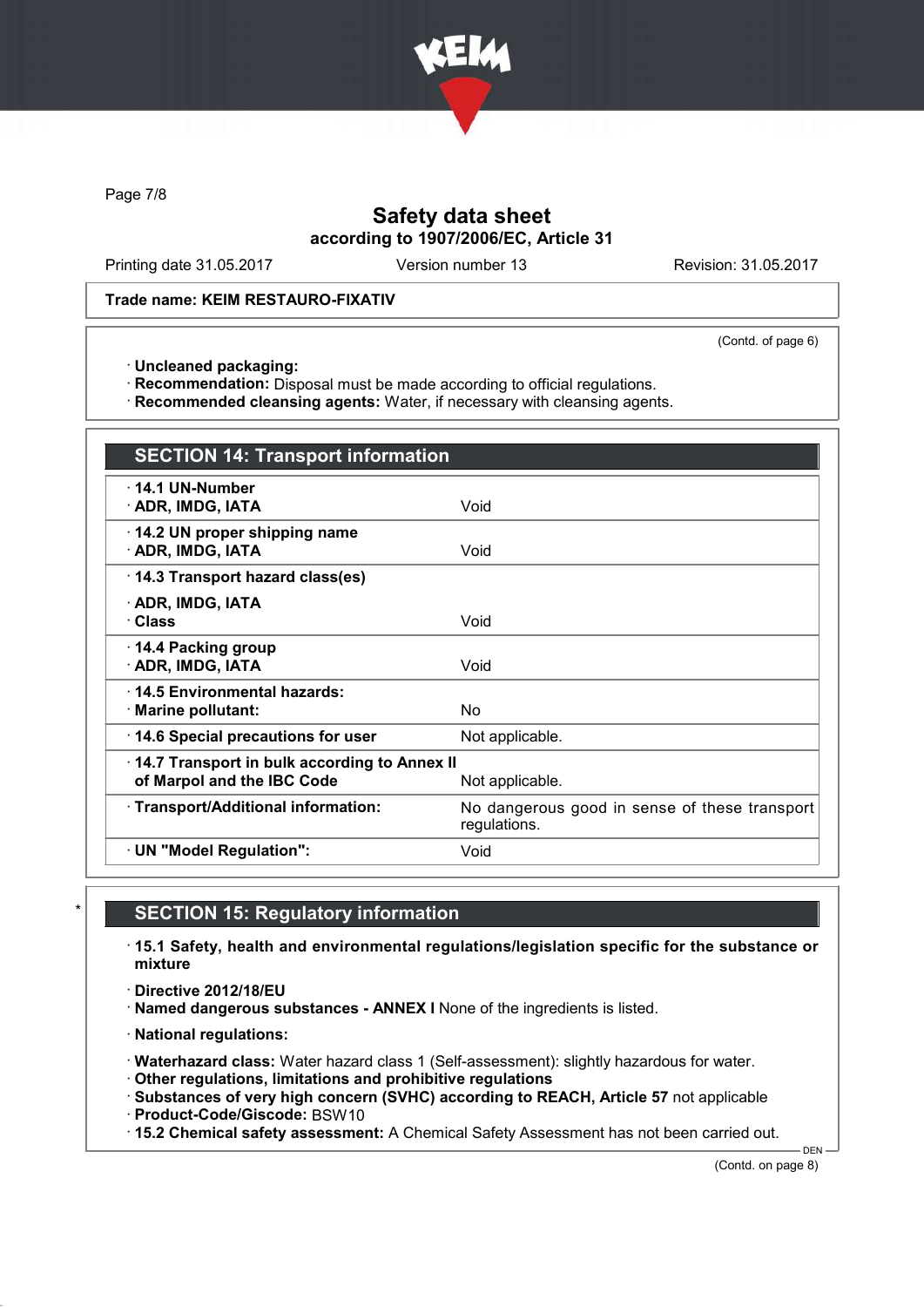(Contd. of page 6)

· **Uncleaned packaging:**
· **Recommendation:** Disposal must be made according to official regulations.
· **Recommended cleansing agents:** Water, if necessary with cleansing agents.

## SECTION 14: Transport information

| | |
|---|---|
| · **14.1 UN-Number**<br>· **ADR, IMDG, IATA** | Void |
| · **14.2 UN proper shipping name**<br>· **ADR, IMDG, IATA** | Void |
| · **14.3 Transport hazard class(es)**<br>· **ADR, IMDG, IATA**<br>· **Class** | Void |
| · **14.4 Packing group**<br>· **ADR, IMDG, IATA** | Void |
| · **14.5 Environmental hazards:**<br>· **Marine pollutant:** | No |
| · **14.6 Special precautions for user** | Not applicable. |
| · **14.7 Transport in bulk according to Annex II of Marpol and the IBC Code** | Not applicable. |
| · **Transport/Additional information:** | No dangerous good in sense of these transport regulations. |
| · **UN "Model Regulation":** | Void |

## SECTION 15: Regulatory information

· **15.1 Safety, health and environmental regulations/legislation specific for the substance or mixture**

· **Directive 2012/18/EU**
· **Named dangerous substances - ANNEX I** None of the ingredients is listed.

· **National regulations:**

· **Waterhazard class:** Water hazard class 1 (Self-assessment): slightly hazardous for water.
· **Other regulations, limitations and prohibitive regulations**
· **Substances of very high concern (SVHC) according to REACH, Article 57** not applicable
· **Product-Code/Giscode:** BSW10
· **15.2 Chemical safety assessment:** A Chemical Safety Assessment has not been carried out.

(Contd. on page 8)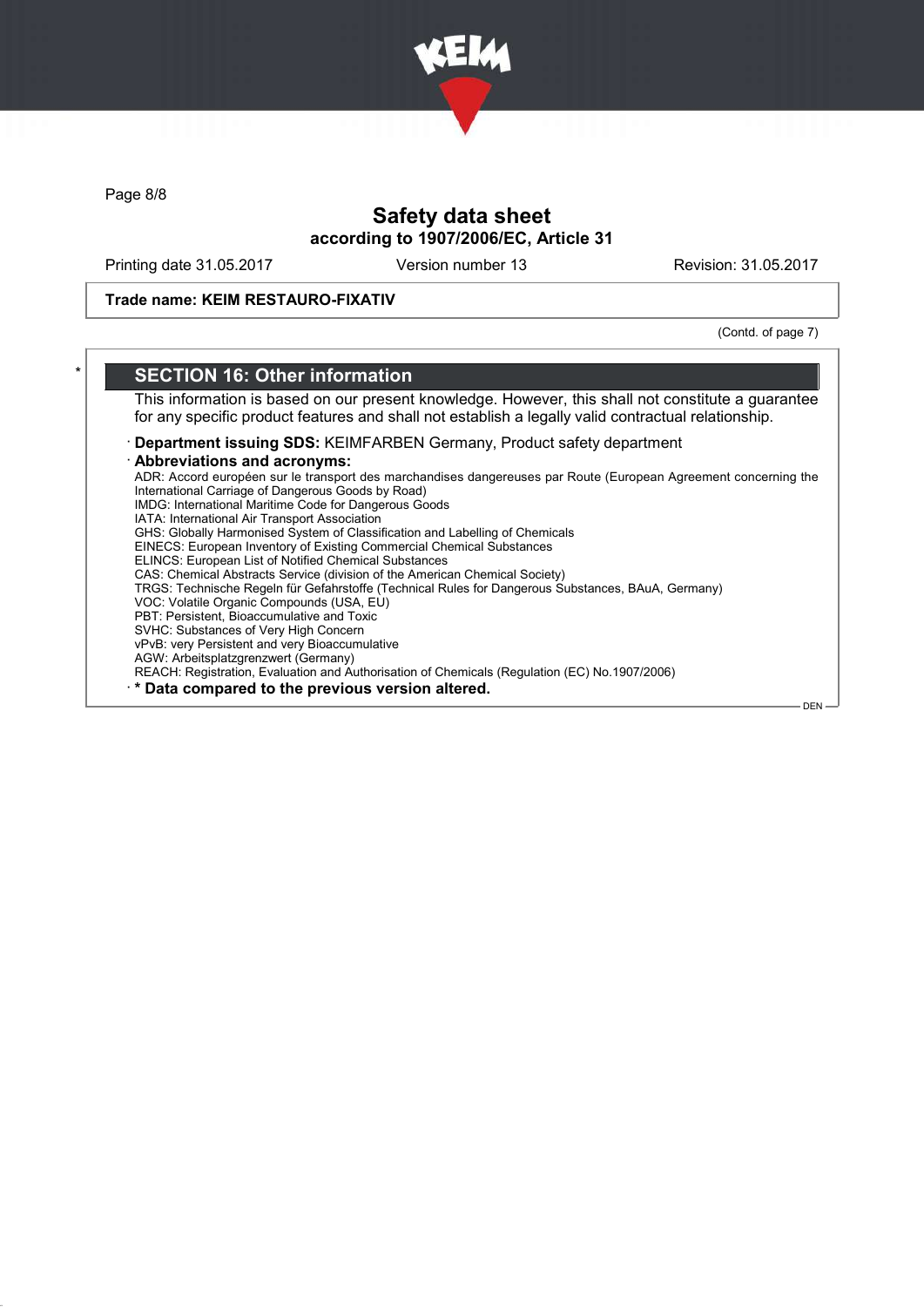Trade name: KEIM RESTAURO-FIXATIV

(Contd. of page 7)

## * SECTION 16: Other information

This information is based on our present knowledge. However, this shall not constitute a guarantee for any specific product features and shall not establish a legally valid contractual relationship.

· **Department issuing SDS:** KEIMFARBEN Germany, Product safety department

· **Abbreviations and acronyms:**

ADR: Accord européen sur le transport des marchandises dangereuses par Route (European Agreement concerning the International Carriage of Dangerous Goods by Road)
IMDG: International Maritime Code for Dangerous Goods
IATA: International Air Transport Association
GHS: Globally Harmonised System of Classification and Labelling of Chemicals
EINECS: European Inventory of Existing Commercial Chemical Substances
ELINCS: European List of Notified Chemical Substances
CAS: Chemical Abstracts Service (division of the American Chemical Society)
TRGS: Technische Regeln für Gefahrstoffe (Technical Rules for Dangerous Substances, BAuA, Germany)
VOC: Volatile Organic Compounds (USA, EU)
PBT: Persistent, Bioaccumulative and Toxic
SVHC: Substances of Very High Concern
vPvB: very Persistent and very Bioaccumulative
AGW: Arbeitsplatzgrenzwert (Germany)
REACH: Registration, Evaluation and Authorisation of Chemicals (Regulation (EC) No.1907/2006)

· **\* Data compared to the previous version altered.**

DEN